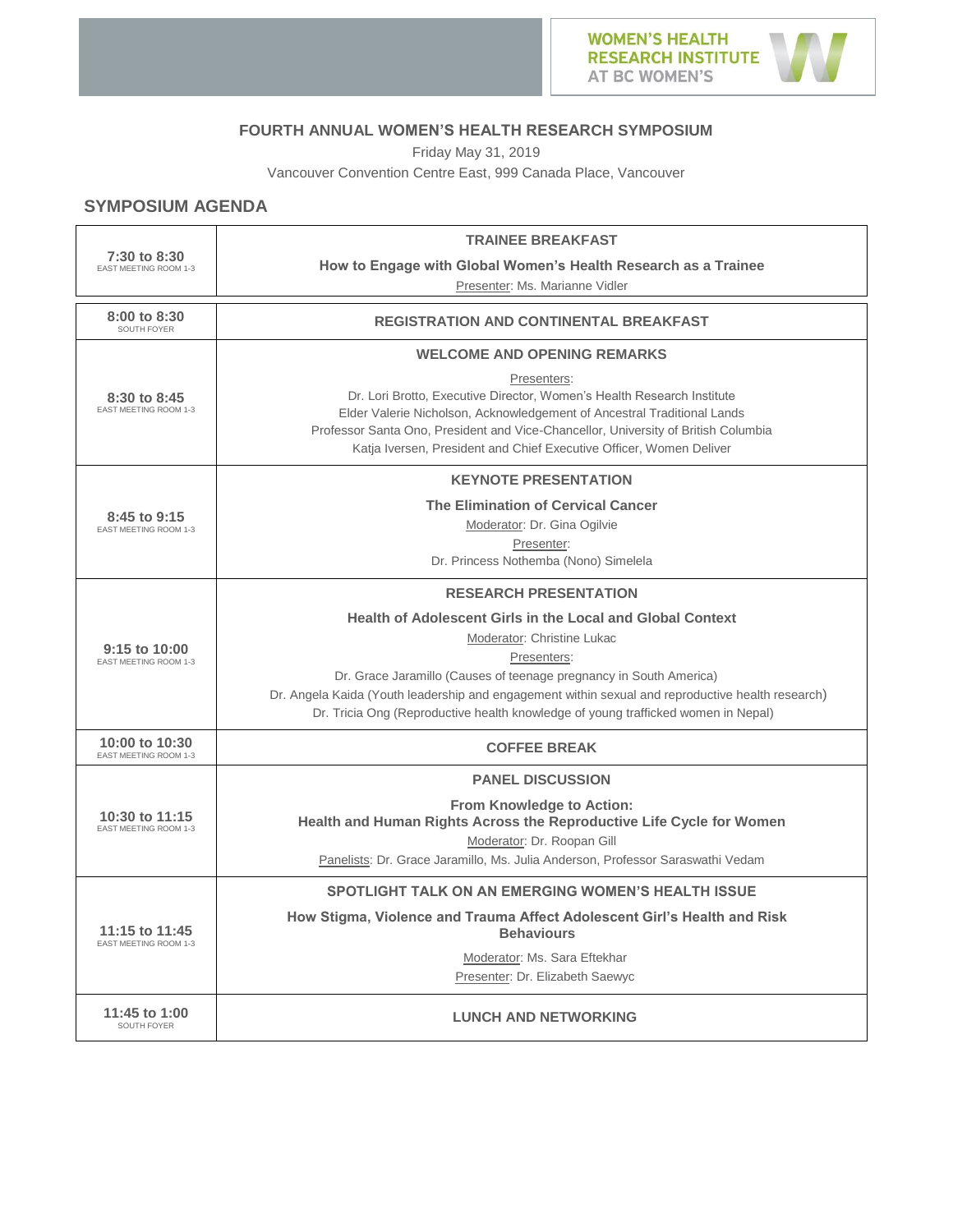WOMEN'S HEALTH RESEARCH INSTITUTE AT BC WOMEN'S

### FOURTH ANNUAL WOMEN'S HEALTH RESEARCH SYMPOSIUM

Friday May 31, 2019

Vancouver Convention Centre East, 999 Canada Place, Vancouver

## SYMPOSIUM AGENDA

| Time / Location | Session |
|---|---|
| **7:30 to 8:30**<br>EAST MEETING ROOM 1-3 | **TRAINEE BREAKFAST**<br>**How to Engage with Global Women's Health Research as a Trainee**<br>Presenter: Ms. Marianne Vidler |
| **8:00 to 8:30**<br>SOUTH FOYER | **REGISTRATION AND CONTINENTAL BREAKFAST** |
| **8:30 to 8:45**<br>EAST MEETING ROOM 1-3 | **WELCOME AND OPENING REMARKS**<br>Presenters:<br>Dr. Lori Brotto, Executive Director, Women's Health Research Institute<br>Elder Valerie Nicholson, Acknowledgement of Ancestral Traditional Lands<br>Professor Santa Ono, President and Vice-Chancellor, University of British Columbia<br>Katja Iversen, President and Chief Executive Officer, Women Deliver |
| **8:45 to 9:15**<br>EAST MEETING ROOM 1-3 | **KEYNOTE PRESENTATION**<br>**The Elimination of Cervical Cancer**<br>Moderator: Dr. Gina Ogilvie<br>Presenter:<br>Dr. Princess Nothemba (Nono) Simelela |
| **9:15 to 10:00**<br>EAST MEETING ROOM 1-3 | **RESEARCH PRESENTATION**<br>**Health of Adolescent Girls in the Local and Global Context**<br>Moderator: Christine Lukac<br>Presenters:<br>Dr. Grace Jaramillo (Causes of teenage pregnancy in South America)<br>Dr. Angela Kaida (Youth leadership and engagement within sexual and reproductive health research)<br>Dr. Tricia Ong (Reproductive health knowledge of young trafficked women in Nepal) |
| **10:00 to 10:30**<br>EAST MEETING ROOM 1-3 | **COFFEE BREAK** |
| **10:30 to 11:15**<br>EAST MEETING ROOM 1-3 | **PANEL DISCUSSION**<br>**From Knowledge to Action:**<br>**Health and Human Rights Across the Reproductive Life Cycle for Women**<br>Moderator: Dr. Roopan Gill<br>Panelists: Dr. Grace Jaramillo, Ms. Julia Anderson, Professor Saraswathi Vedam |
| **11:15 to 11:45**<br>EAST MEETING ROOM 1-3 | **SPOTLIGHT TALK ON AN EMERGING WOMEN'S HEALTH ISSUE**<br>**How Stigma, Violence and Trauma Affect Adolescent Girl's Health and Risk Behaviours**<br>Moderator: Ms. Sara Eftekhar<br>Presenter: Dr. Elizabeth Saewyc |
| **11:45 to 1:00**<br>SOUTH FOYER | **LUNCH AND NETWORKING** |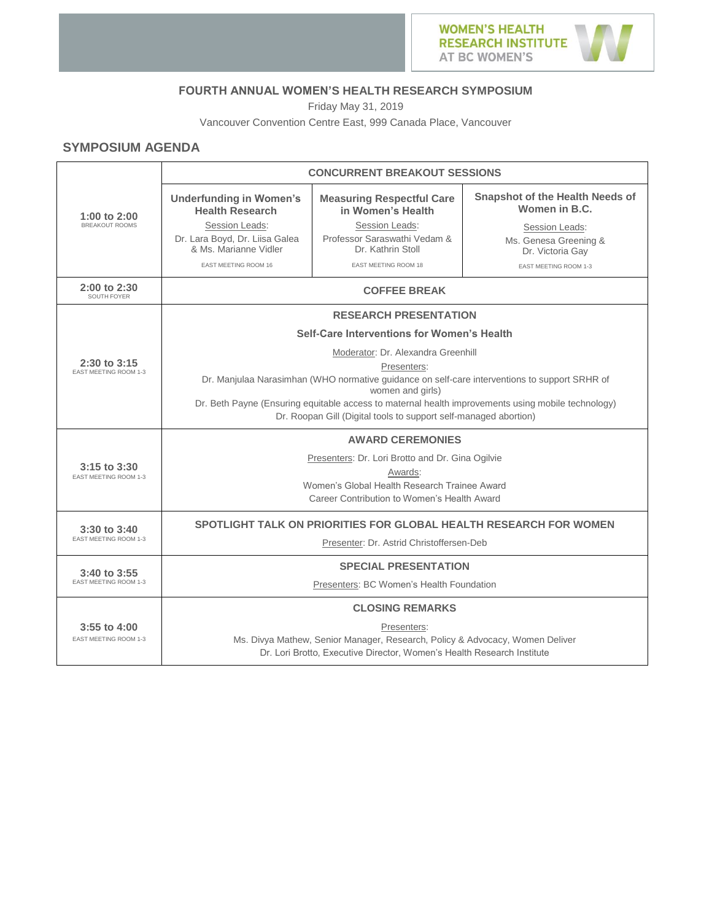WOMEN'S HEALTH RESEARCH INSTITUTE AT BC WOMEN'S

**FOURTH ANNUAL WOMEN'S HEALTH RESEARCH SYMPOSIUM**

Friday May 31, 2019

Vancouver Convention Centre East, 999 Canada Place, Vancouver

## SYMPOSIUM AGENDA

| | | | |
|---|---|---|---|
| | **CONCURRENT BREAKOUT SESSIONS** | | |
| **1:00 to 2:00** BREAKOUT ROOMS | **Underfunding in Women's Health Research** Session Leads: Dr. Lara Boyd, Dr. Liisa Galea & Ms. Marianne Vidler EAST MEETING ROOM 16 | **Measuring Respectful Care in Women's Health** Session Leads: Professor Saraswathi Vedam & Dr. Kathrin Stoll EAST MEETING ROOM 18 | **Snapshot of the Health Needs of Women in B.C.** Session Leads: Ms. Genesa Greening & Dr. Victoria Gay EAST MEETING ROOM 1-3 |
| **2:00 to 2:30** SOUTH FOYER | **COFFEE BREAK** | | |
| **2:30 to 3:15** EAST MEETING ROOM 1-3 | **RESEARCH PRESENTATION** **Self-Care Interventions for Women's Health** Moderator: Dr. Alexandra Greenhill Presenters: Dr. Manjulaa Narasimhan (WHO normative guidance on self-care interventions to support SRHR of women and girls) Dr. Beth Payne (Ensuring equitable access to maternal health improvements using mobile technology) Dr. Roopan Gill (Digital tools to support self-managed abortion) | | |
| **3:15 to 3:30** EAST MEETING ROOM 1-3 | **AWARD CEREMONIES** Presenters: Dr. Lori Brotto and Dr. Gina Ogilvie Awards: Women's Global Health Research Trainee Award Career Contribution to Women's Health Award | | |
| **3:30 to 3:40** EAST MEETING ROOM 1-3 | **SPOTLIGHT TALK ON PRIORITIES FOR GLOBAL HEALTH RESEARCH FOR WOMEN** Presenter: Dr. Astrid Christoffersen-Deb | | |
| **3:40 to 3:55** EAST MEETING ROOM 1-3 | **SPECIAL PRESENTATION** Presenters: BC Women's Health Foundation | | |
| **3:55 to 4:00** EAST MEETING ROOM 1-3 | **CLOSING REMARKS** Presenters: Ms. Divya Mathew, Senior Manager, Research, Policy & Advocacy, Women Deliver Dr. Lori Brotto, Executive Director, Women's Health Research Institute | | |